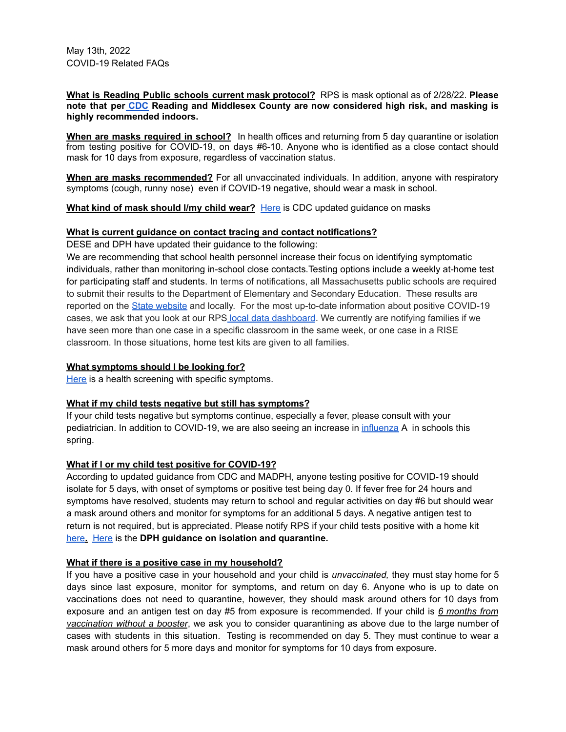May 13th, 2022
COVID-19 Related FAQs

**What is Reading Public schools current mask protocol?** RPS is mask optional as of 2/28/22. **Please note that per CDC Reading and Middlesex County are now considered high risk, and masking is highly recommended indoors.**

**When are masks required in school?** In health offices and returning from 5 day quarantine or isolation from testing positive for COVID-19, on days #6-10. Anyone who is identified as a close contact should mask for 10 days from exposure, regardless of vaccination status.

**When are masks recommended?** For all unvaccinated individuals. In addition, anyone with respiratory symptoms (cough, runny nose) even if COVID-19 negative, should wear a mask in school.

**What kind of mask should I/my child wear?** Here is CDC updated guidance on masks

**What is current guidance on contact tracing and contact notifications?**
DESE and DPH have updated their guidance to the following:
We are recommending that school health personnel increase their focus on identifying symptomatic individuals, rather than monitoring in-school close contacts.Testing options include a weekly at-home test for participating staff and students. In terms of notifications, all Massachusetts public schools are required to submit their results to the Department of Elementary and Secondary Education. These results are reported on the State website and locally. For the most up-to-date information about positive COVID-19 cases, we ask that you look at our RPS local data dashboard. We currently are notifying families if we have seen more than one case in a specific classroom in the same week, or one case in a RISE classroom. In those situations, home test kits are given to all families.

**What symptoms should I be looking for?**
Here is a health screening with specific symptoms.

**What if my child tests negative but still has symptoms?**
If your child tests negative but symptoms continue, especially a fever, please consult with your pediatrician. In addition to COVID-19, we are also seeing an increase in influenza A in schools this spring.

**What if I or my child test positive for COVID-19?**
According to updated guidance from CDC and MADPH, anyone testing positive for COVID-19 should isolate for 5 days, with onset of symptoms or positive test being day 0. If fever free for 24 hours and symptoms have resolved, students may return to school and regular activities on day #6 but should wear a mask around others and monitor for symptoms for an additional 5 days. A negative antigen test to return is not required, but is appreciated. Please notify RPS if your child tests positive with a home kit here**.** Here is the **DPH guidance on isolation and quarantine.**

**What if there is a positive case in my household?**
If you have a positive case in your household and your child is ***unvaccinated,*** they must stay home for 5 days since last exposure, monitor for symptoms, and return on day 6. Anyone who is up to date on vaccinations does not need to quarantine, however, they should mask around others for 10 days from exposure and an antigen test on day #5 from exposure is recommended. If your child is *6 months from vaccination without a booster*, we ask you to consider quarantining as above due to the large number of cases with students in this situation. Testing is recommended on day 5. They must continue to wear a mask around others for 5 more days and monitor for symptoms for 10 days from exposure.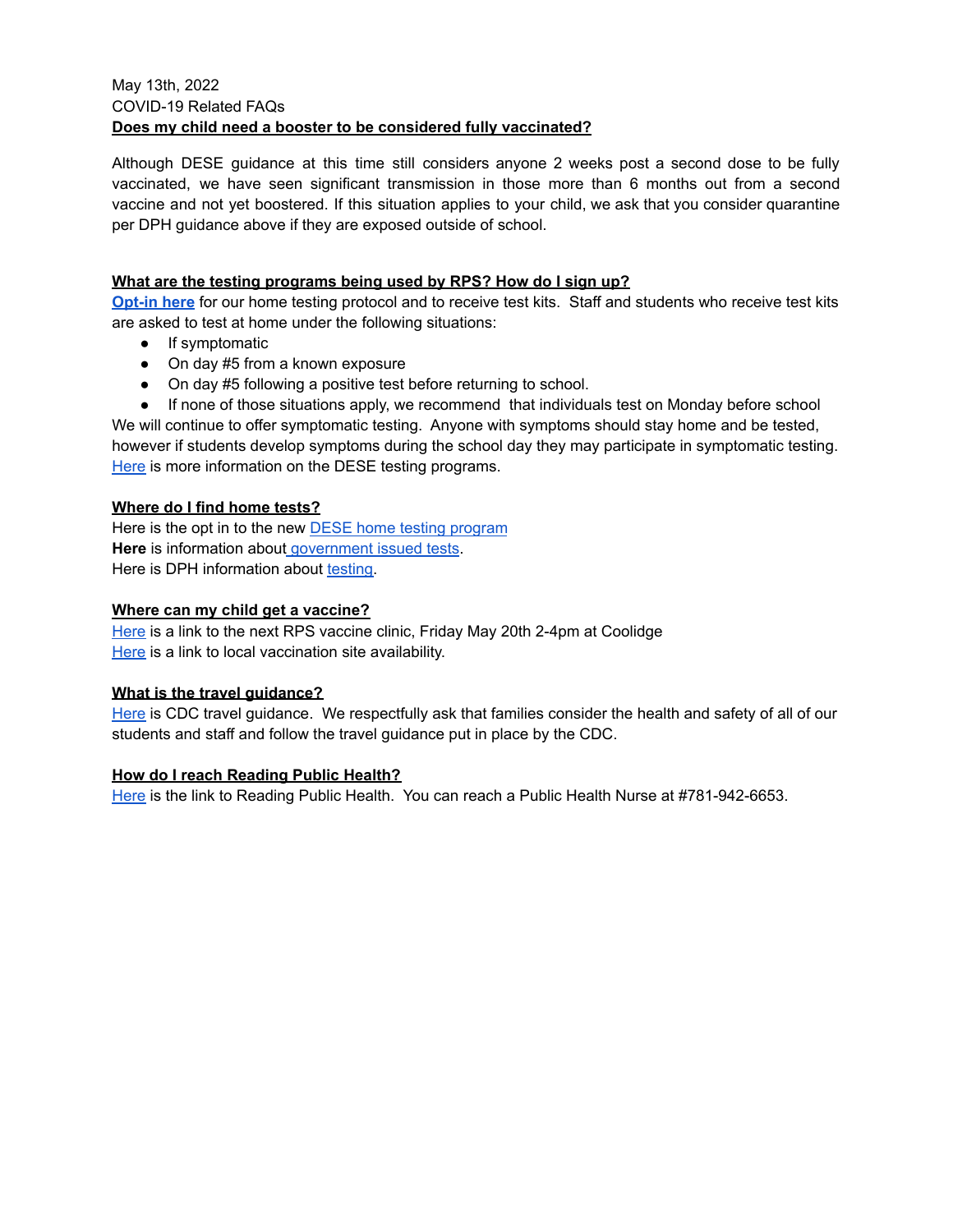May 13th, 2022

COVID-19 Related FAQs

**Does my child need a booster to be considered fully vaccinated?**

Although DESE guidance at this time still considers anyone 2 weeks post a second dose to be fully vaccinated, we have seen significant transmission in those more than 6 months out from a second vaccine and not yet boostered. If this situation applies to your child, we ask that you consider quarantine per DPH guidance above if they are exposed outside of school.

**What are the testing programs being used by RPS? How do I sign up?**

**Opt-in here** for our home testing protocol and to receive test kits. Staff and students who receive test kits are asked to test at home under the following situations:

- If symptomatic
- On day #5 from a known exposure
- On day #5 following a positive test before returning to school.
- If none of those situations apply, we recommend that individuals test on Monday before school

We will continue to offer symptomatic testing. Anyone with symptoms should stay home and be tested, however if students develop symptoms during the school day they may participate in symptomatic testing. Here is more information on the DESE testing programs.

**Where do I find home tests?**

Here is the opt in to the new DESE home testing program

**Here** is information about government issued tests.

Here is DPH information about testing.

**Where can my child get a vaccine?**

Here is a link to the next RPS vaccine clinic, Friday May 20th 2-4pm at Coolidge

Here is a link to local vaccination site availability.

**What is the travel guidance?**

Here is CDC travel guidance. We respectfully ask that families consider the health and safety of all of our students and staff and follow the travel guidance put in place by the CDC.

**How do I reach Reading Public Health?**

Here is the link to Reading Public Health. You can reach a Public Health Nurse at #781-942-6653.